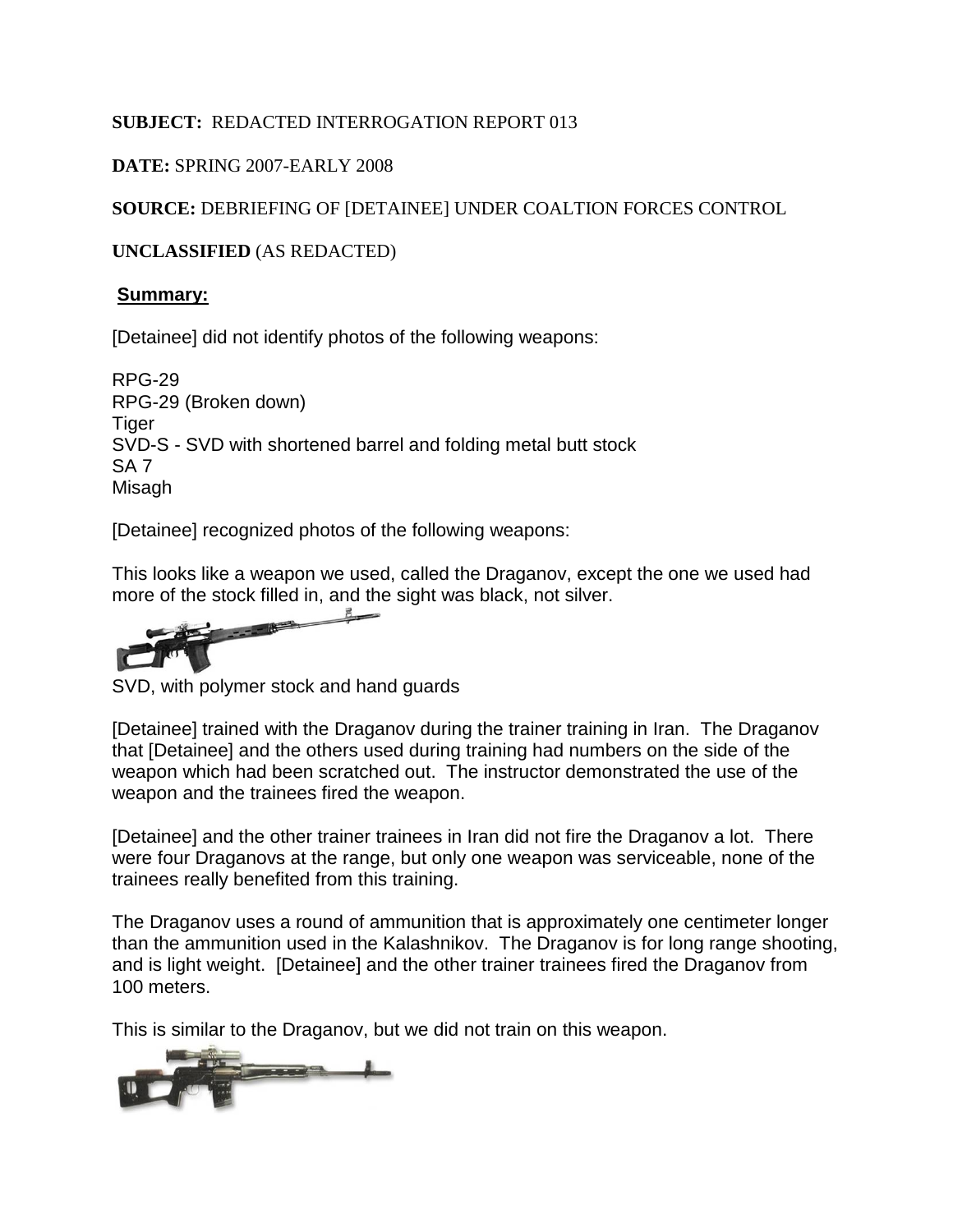**SUBJECT:** REDACTED INTERROGATION REPORT 013

**DATE:** SPRING 2007-EARLY 2008

**SOURCE:** DEBRIEFING OF [DETAINEE] UNDER COALTION FORCES CONTROL

**UNCLASSIFIED** (AS REDACTED)

**Summary:**

[Detainee] did not identify photos of the following weapons:

RPG-29
RPG-29 (Broken down)
Tiger
SVD-S - SVD with shortened barrel and folding metal butt stock
SA 7
Misagh

[Detainee] recognized photos of the following weapons:

This looks like a weapon we used, called the Draganov, except the one we used had more of the stock filled in, and the sight was black, not silver.

SVD, with polymer stock and hand guards

[Detainee] trained with the Draganov during the trainer training in Iran. The Draganov that [Detainee] and the others used during training had numbers on the side of the weapon which had been scratched out. The instructor demonstrated the use of the weapon and the trainees fired the weapon.

[Detainee] and the other trainer trainees in Iran did not fire the Draganov a lot. There were four Draganovs at the range, but only one weapon was serviceable, none of the trainees really benefited from this training.

The Draganov uses a round of ammunition that is approximately one centimeter longer than the ammunition used in the Kalashnikov. The Draganov is for long range shooting, and is light weight. [Detainee] and the other trainer trainees fired the Draganov from 100 meters.

This is similar to the Draganov, but we did not train on this weapon.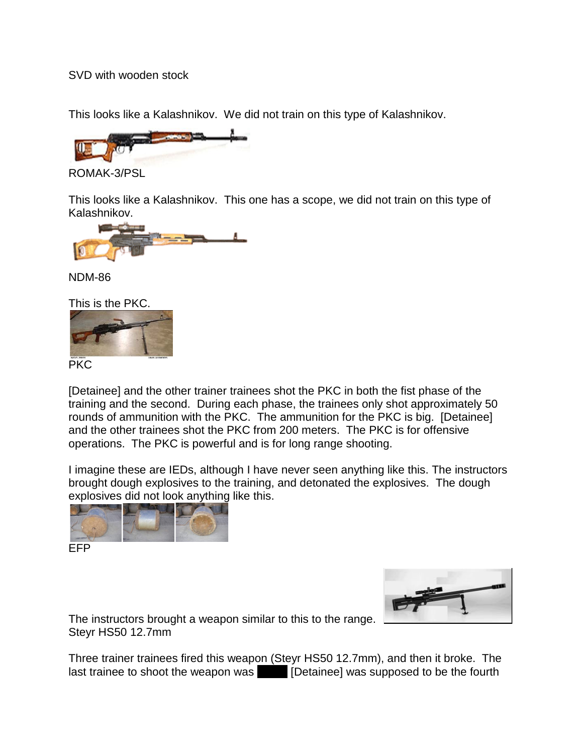SVD with wooden stock

This looks like a Kalashnikov. We did not train on this type of Kalashnikov.

ROMAK-3/PSL

This looks like a Kalashnikov. This one has a scope, we did not train on this type of Kalashnikov.

NDM-86

This is the PKC.

PKC

[Detainee] and the other trainer trainees shot the PKC in both the fist phase of the training and the second. During each phase, the trainees only shot approximately 50 rounds of ammunition with the PKC. The ammunition for the PKC is big. [Detainee] and the other trainees shot the PKC from 200 meters. The PKC is for offensive operations. The PKC is powerful and is for long range shooting.

I imagine these are IEDs, although I have never seen anything like this. The instructors brought dough explosives to the training, and detonated the explosives. The dough explosives did not look anything like this.

EFP

The instructors brought a weapon similar to this to the range.
Steyr HS50 12.7mm

Three trainer trainees fired this weapon (Steyr HS50 12.7mm), and then it broke. The last trainee to shoot the weapon was ████ [Detainee] was supposed to be the fourth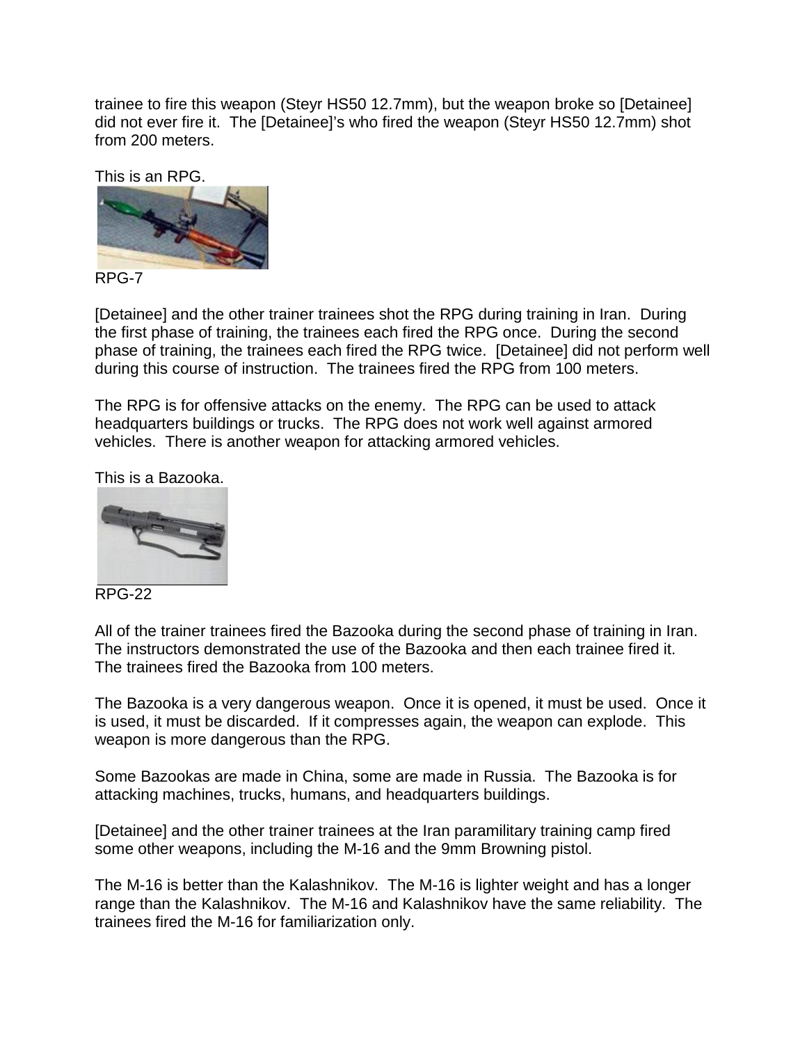trainee to fire this weapon (Steyr HS50 12.7mm), but the weapon broke so [Detainee] did not ever fire it. The [Detainee]'s who fired the weapon (Steyr HS50 12.7mm) shot from 200 meters.

This is an RPG.

RPG-7

[Detainee] and the other trainer trainees shot the RPG during training in Iran. During the first phase of training, the trainees each fired the RPG once. During the second phase of training, the trainees each fired the RPG twice. [Detainee] did not perform well during this course of instruction. The trainees fired the RPG from 100 meters.

The RPG is for offensive attacks on the enemy. The RPG can be used to attack headquarters buildings or trucks. The RPG does not work well against armored vehicles. There is another weapon for attacking armored vehicles.

This is a Bazooka.

RPG-22

All of the trainer trainees fired the Bazooka during the second phase of training in Iran. The instructors demonstrated the use of the Bazooka and then each trainee fired it. The trainees fired the Bazooka from 100 meters.

The Bazooka is a very dangerous weapon. Once it is opened, it must be used. Once it is used, it must be discarded. If it compresses again, the weapon can explode. This weapon is more dangerous than the RPG.

Some Bazookas are made in China, some are made in Russia. The Bazooka is for attacking machines, trucks, humans, and headquarters buildings.

[Detainee] and the other trainer trainees at the Iran paramilitary training camp fired some other weapons, including the M-16 and the 9mm Browning pistol.

The M-16 is better than the Kalashnikov. The M-16 is lighter weight and has a longer range than the Kalashnikov. The M-16 and Kalashnikov have the same reliability. The trainees fired the M-16 for familiarization only.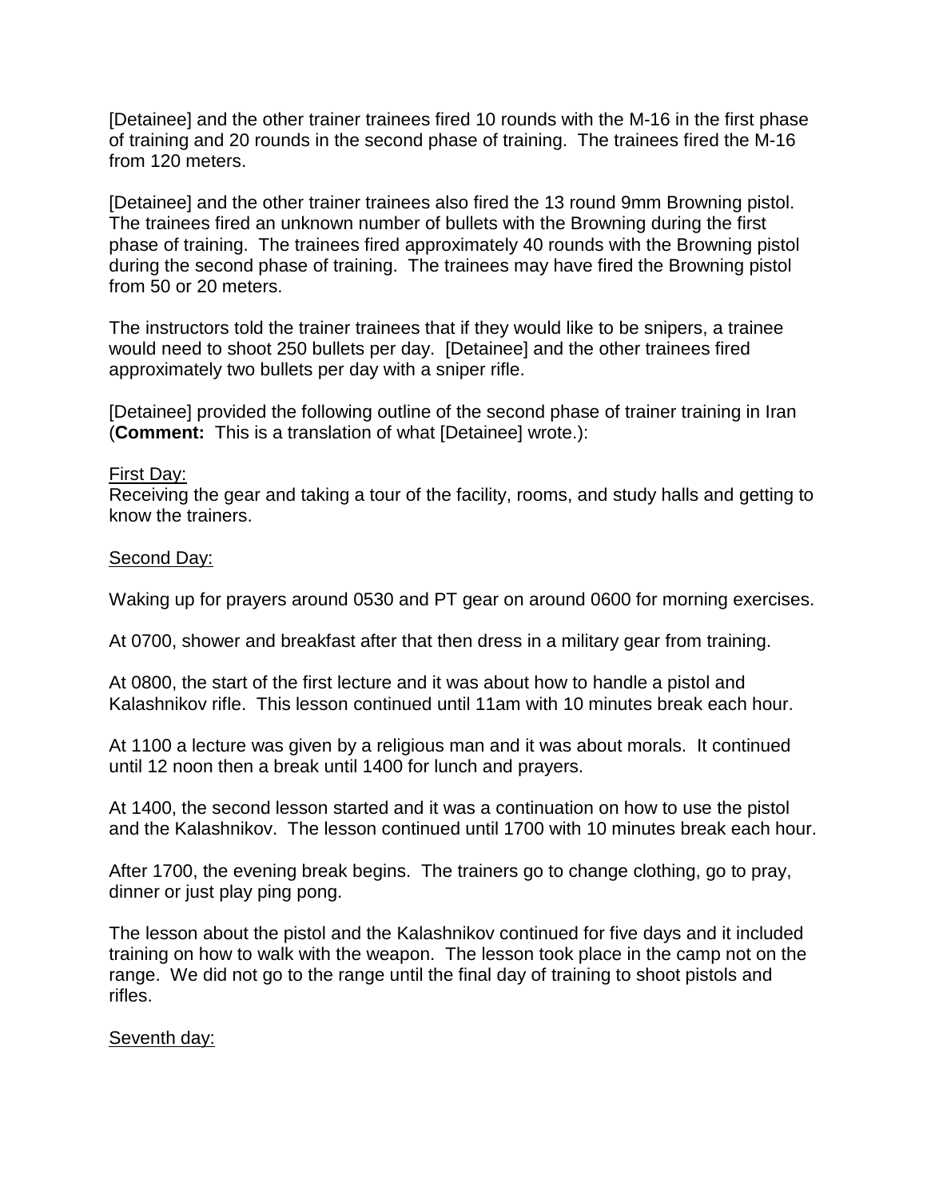[Detainee] and the other trainer trainees fired 10 rounds with the M-16 in the first phase of training and 20 rounds in the second phase of training. The trainees fired the M-16 from 120 meters.

[Detainee] and the other trainer trainees also fired the 13 round 9mm Browning pistol. The trainees fired an unknown number of bullets with the Browning during the first phase of training. The trainees fired approximately 40 rounds with the Browning pistol during the second phase of training. The trainees may have fired the Browning pistol from 50 or 20 meters.

The instructors told the trainer trainees that if they would like to be snipers, a trainee would need to shoot 250 bullets per day. [Detainee] and the other trainees fired approximately two bullets per day with a sniper rifle.

[Detainee] provided the following outline of the second phase of trainer training in Iran (**Comment:** This is a translation of what [Detainee] wrote.):

<u>First Day:</u>
Receiving the gear and taking a tour of the facility, rooms, and study halls and getting to know the trainers.

<u>Second Day:</u>

Waking up for prayers around 0530 and PT gear on around 0600 for morning exercises.

At 0700, shower and breakfast after that then dress in a military gear from training.

At 0800, the start of the first lecture and it was about how to handle a pistol and Kalashnikov rifle. This lesson continued until 11am with 10 minutes break each hour.

At 1100 a lecture was given by a religious man and it was about morals. It continued until 12 noon then a break until 1400 for lunch and prayers.

At 1400, the second lesson started and it was a continuation on how to use the pistol and the Kalashnikov. The lesson continued until 1700 with 10 minutes break each hour.

After 1700, the evening break begins. The trainers go to change clothing, go to pray, dinner or just play ping pong.

The lesson about the pistol and the Kalashnikov continued for five days and it included training on how to walk with the weapon. The lesson took place in the camp not on the range. We did not go to the range until the final day of training to shoot pistols and rifles.

<u>Seventh day:</u>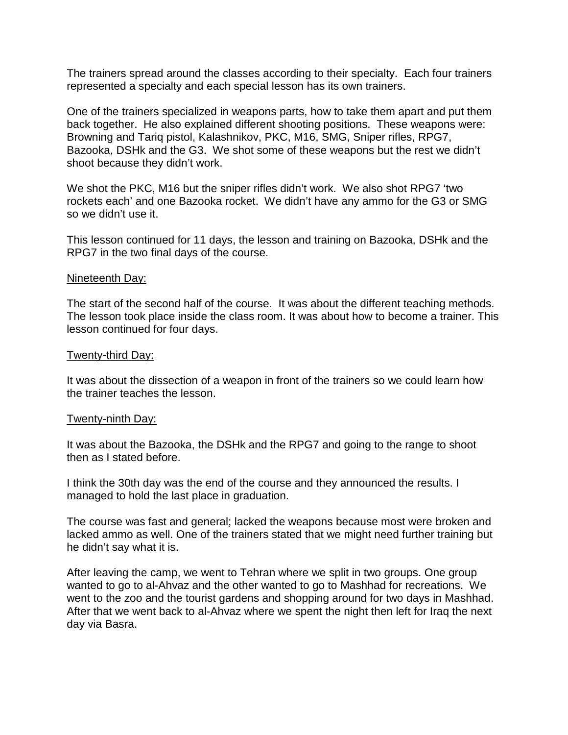The trainers spread around the classes according to their specialty. Each four trainers represented a specialty and each special lesson has its own trainers.

One of the trainers specialized in weapons parts, how to take them apart and put them back together. He also explained different shooting positions. These weapons were: Browning and Tariq pistol, Kalashnikov, PKC, M16, SMG, Sniper rifles, RPG7, Bazooka, DSHk and the G3. We shot some of these weapons but the rest we didn't shoot because they didn't work.

We shot the PKC, M16 but the sniper rifles didn't work. We also shot RPG7 'two rockets each' and one Bazooka rocket. We didn't have any ammo for the G3 or SMG so we didn't use it.

This lesson continued for 11 days, the lesson and training on Bazooka, DSHk and the RPG7 in the two final days of the course.

<u>Nineteenth Day:</u>

The start of the second half of the course. It was about the different teaching methods. The lesson took place inside the class room. It was about how to become a trainer. This lesson continued for four days.

<u>Twenty-third Day:</u>

It was about the dissection of a weapon in front of the trainers so we could learn how the trainer teaches the lesson.

<u>Twenty-ninth Day:</u>

It was about the Bazooka, the DSHk and the RPG7 and going to the range to shoot then as I stated before.

I think the 30th day was the end of the course and they announced the results. I managed to hold the last place in graduation.

The course was fast and general; lacked the weapons because most were broken and lacked ammo as well. One of the trainers stated that we might need further training but he didn't say what it is.

After leaving the camp, we went to Tehran where we split in two groups. One group wanted to go to al-Ahvaz and the other wanted to go to Mashhad for recreations. We went to the zoo and the tourist gardens and shopping around for two days in Mashhad. After that we went back to al-Ahvaz where we spent the night then left for Iraq the next day via Basra.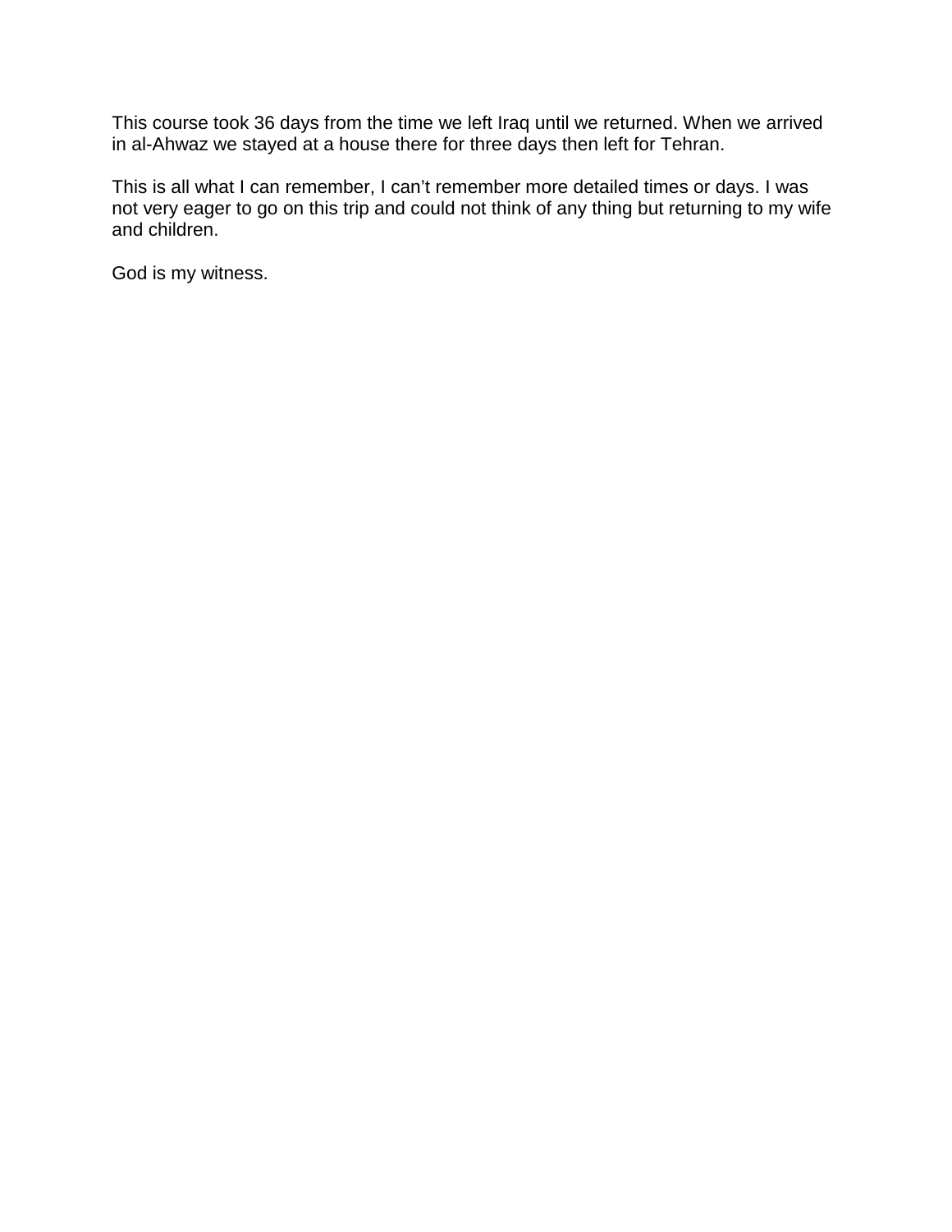This course took 36 days from the time we left Iraq until we returned. When we arrived in al-Ahwaz we stayed at a house there for three days then left for Tehran.

This is all what I can remember, I can't remember more detailed times or days. I was not very eager to go on this trip and could not think of any thing but returning to my wife and children.

God is my witness.